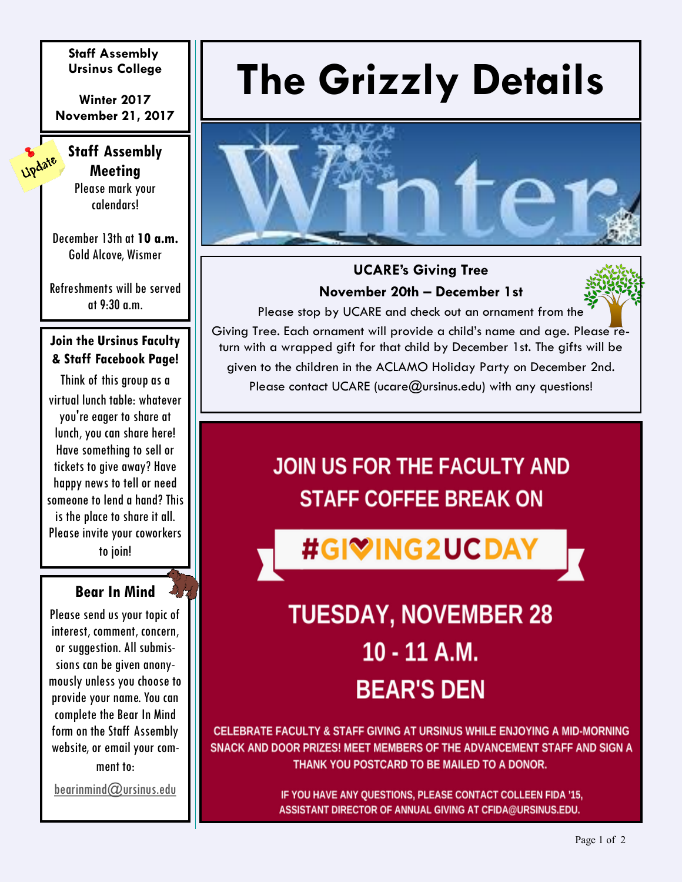# The Grizzly Details

**Staff Assembly**
**Ursinus College**

**Winter 2017**
**November 21, 2017**

Winter

## UCARE's Giving Tree

**November 20th – December 1st**

Please stop by UCARE and check out an ornament from the Giving Tree. Each ornament will provide a child's name and age. Please return with a wrapped gift for that child by December 1st. The gifts will be given to the children in the ACLAMO Holiday Party on December 2nd. Please contact UCARE (ucare@ursinus.edu) with any questions!

## JOIN US FOR THE FACULTY AND STAFF COFFEE BREAK ON

## #GIVING2UCDAY

## TUESDAY, NOVEMBER 28

## 10 - 11 A.M.

## BEAR'S DEN

CELEBRATE FACULTY & STAFF GIVING AT URSINUS WHILE ENJOYING A MID-MORNING SNACK AND DOOR PRIZES! MEET MEMBERS OF THE ADVANCEMENT STAFF AND SIGN A THANK YOU POSTCARD TO BE MAILED TO A DONOR.

IF YOU HAVE ANY QUESTIONS, PLEASE CONTACT COLLEEN FIDA '15, ASSISTANT DIRECTOR OF ANNUAL GIVING AT CFIDA@URSINUS.EDU.

## Staff Assembly Meeting

Update

Please mark your calendars!

December 13th at **10 a.m.**
Gold Alcove, Wismer

Refreshments will be served at 9:30 a.m.

## Join the Ursinus Faculty & Staff Facebook Page!

Think of this group as a virtual lunch table: whatever you're eager to share at lunch, you can share here! Have something to sell or tickets to give away? Have happy news to tell or need someone to lend a hand? This is the place to share it all. Please invite your coworkers to join!

## Bear In Mind

Please send us your topic of interest, comment, concern, or suggestion. All submissions can be given anonymously unless you choose to provide your name. You can complete the Bear In Mind form on the Staff Assembly website, or email your comment to:

bearinmind@ursinus.edu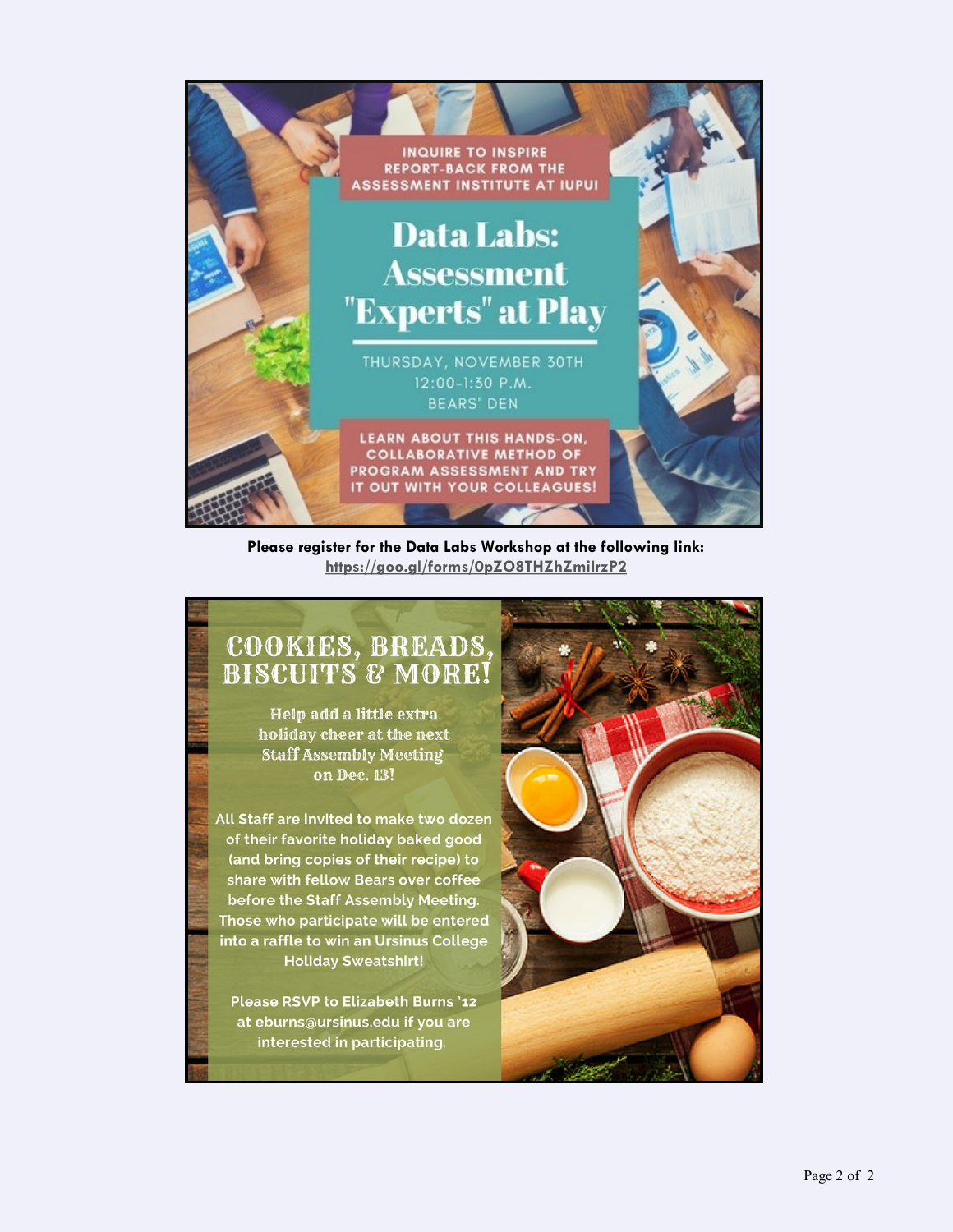INQUIRE TO INSPIRE
REPORT-BACK FROM THE
ASSESSMENT INSTITUTE AT IUPUI

# Data Labs: Assessment "Experts" at Play

THURSDAY, NOVEMBER 30TH
12:00-1:30 P.M.
BEARS' DEN

LEARN ABOUT THIS HANDS-ON, COLLABORATIVE METHOD OF PROGRAM ASSESSMENT AND TRY IT OUT WITH YOUR COLLEAGUES!

**Please register for the Data Labs Workshop at the following link:**
https://goo.gl/forms/0pZO8THZhZmilrzP2

# COOKIES, BREADS, BISCUITS & MORE!

Help add a little extra holiday cheer at the next Staff Assembly Meeting on Dec. 13!

All Staff are invited to make two dozen of their favorite holiday baked good (and bring copies of their recipe) to share with fellow Bears over coffee before the Staff Assembly Meeting. Those who participate will be entered into a raffle to win an Ursinus College Holiday Sweatshirt!

Please RSVP to Elizabeth Burns '12 at eburns@ursinus.edu if you are interested in participating.